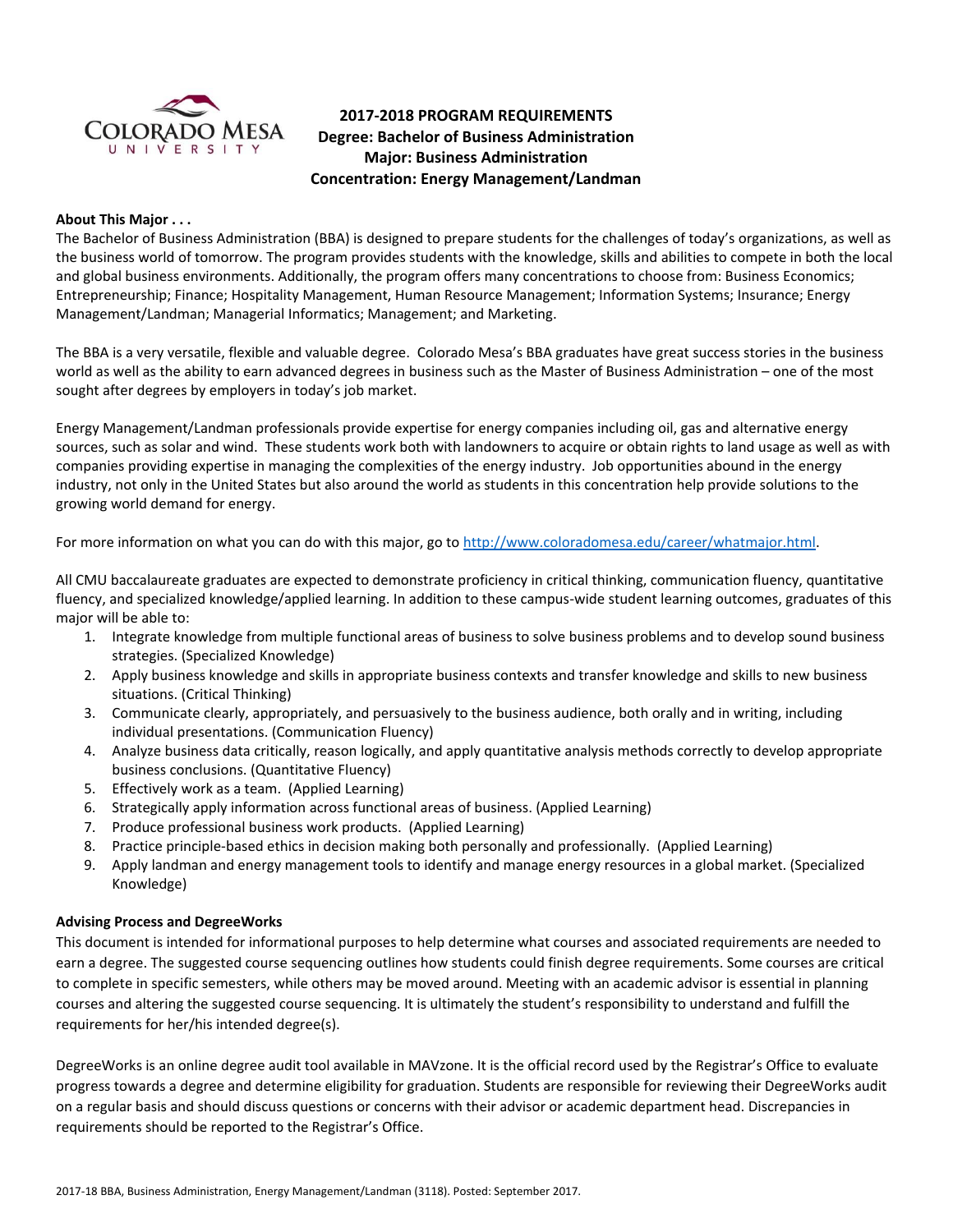# 2017-2018 PROGRAM REQUIREMENTS
## Degree: Bachelor of Business Administration
## Major: Business Administration
## Concentration: Energy Management/Landman

**About This Major . . .**

The Bachelor of Business Administration (BBA) is designed to prepare students for the challenges of today's organizations, as well as the business world of tomorrow. The program provides students with the knowledge, skills and abilities to compete in both the local and global business environments. Additionally, the program offers many concentrations to choose from: Business Economics; Entrepreneurship; Finance; Hospitality Management, Human Resource Management; Information Systems; Insurance; Energy Management/Landman; Managerial Informatics; Management; and Marketing.

The BBA is a very versatile, flexible and valuable degree. Colorado Mesa's BBA graduates have great success stories in the business world as well as the ability to earn advanced degrees in business such as the Master of Business Administration – one of the most sought after degrees by employers in today's job market.

Energy Management/Landman professionals provide expertise for energy companies including oil, gas and alternative energy sources, such as solar and wind. These students work both with landowners to acquire or obtain rights to land usage as well as with companies providing expertise in managing the complexities of the energy industry. Job opportunities abound in the energy industry, not only in the United States but also around the world as students in this concentration help provide solutions to the growing world demand for energy.

For more information on what you can do with this major, go to http://www.coloradomesa.edu/career/whatmajor.html.

All CMU baccalaureate graduates are expected to demonstrate proficiency in critical thinking, communication fluency, quantitative fluency, and specialized knowledge/applied learning. In addition to these campus-wide student learning outcomes, graduates of this major will be able to:

1. Integrate knowledge from multiple functional areas of business to solve business problems and to develop sound business strategies. (Specialized Knowledge)
2. Apply business knowledge and skills in appropriate business contexts and transfer knowledge and skills to new business situations. (Critical Thinking)
3. Communicate clearly, appropriately, and persuasively to the business audience, both orally and in writing, including individual presentations. (Communication Fluency)
4. Analyze business data critically, reason logically, and apply quantitative analysis methods correctly to develop appropriate business conclusions. (Quantitative Fluency)
5. Effectively work as a team. (Applied Learning)
6. Strategically apply information across functional areas of business. (Applied Learning)
7. Produce professional business work products. (Applied Learning)
8. Practice principle-based ethics in decision making both personally and professionally. (Applied Learning)
9. Apply landman and energy management tools to identify and manage energy resources in a global market. (Specialized Knowledge)

**Advising Process and DegreeWorks**

This document is intended for informational purposes to help determine what courses and associated requirements are needed to earn a degree. The suggested course sequencing outlines how students could finish degree requirements. Some courses are critical to complete in specific semesters, while others may be moved around. Meeting with an academic advisor is essential in planning courses and altering the suggested course sequencing. It is ultimately the student's responsibility to understand and fulfill the requirements for her/his intended degree(s).

DegreeWorks is an online degree audit tool available in MAVzone. It is the official record used by the Registrar's Office to evaluate progress towards a degree and determine eligibility for graduation. Students are responsible for reviewing their DegreeWorks audit on a regular basis and should discuss questions or concerns with their advisor or academic department head. Discrepancies in requirements should be reported to the Registrar's Office.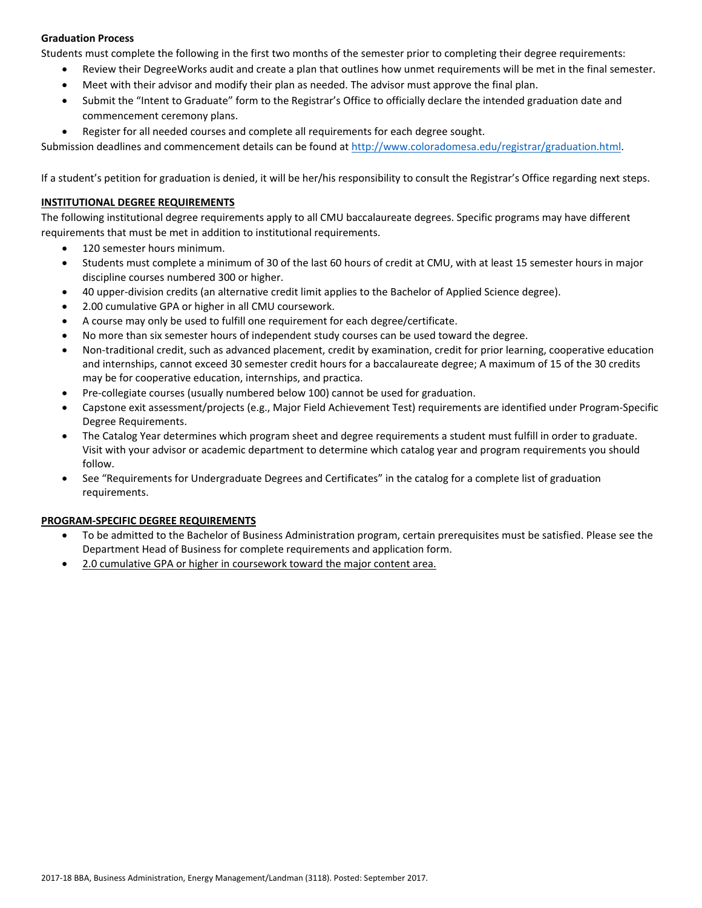**Graduation Process**

Students must complete the following in the first two months of the semester prior to completing their degree requirements:

- Review their DegreeWorks audit and create a plan that outlines how unmet requirements will be met in the final semester.
- Meet with their advisor and modify their plan as needed. The advisor must approve the final plan.
- Submit the "Intent to Graduate" form to the Registrar's Office to officially declare the intended graduation date and commencement ceremony plans.
- Register for all needed courses and complete all requirements for each degree sought.

Submission deadlines and commencement details can be found at http://www.coloradomesa.edu/registrar/graduation.html.

If a student's petition for graduation is denied, it will be her/his responsibility to consult the Registrar's Office regarding next steps.

## INSTITUTIONAL DEGREE REQUIREMENTS

The following institutional degree requirements apply to all CMU baccalaureate degrees. Specific programs may have different requirements that must be met in addition to institutional requirements.

- 120 semester hours minimum.
- Students must complete a minimum of 30 of the last 60 hours of credit at CMU, with at least 15 semester hours in major discipline courses numbered 300 or higher.
- 40 upper-division credits (an alternative credit limit applies to the Bachelor of Applied Science degree).
- 2.00 cumulative GPA or higher in all CMU coursework.
- A course may only be used to fulfill one requirement for each degree/certificate.
- No more than six semester hours of independent study courses can be used toward the degree.
- Non-traditional credit, such as advanced placement, credit by examination, credit for prior learning, cooperative education and internships, cannot exceed 30 semester credit hours for a baccalaureate degree; A maximum of 15 of the 30 credits may be for cooperative education, internships, and practica.
- Pre-collegiate courses (usually numbered below 100) cannot be used for graduation.
- Capstone exit assessment/projects (e.g., Major Field Achievement Test) requirements are identified under Program-Specific Degree Requirements.
- The Catalog Year determines which program sheet and degree requirements a student must fulfill in order to graduate. Visit with your advisor or academic department to determine which catalog year and program requirements you should follow.
- See "Requirements for Undergraduate Degrees and Certificates" in the catalog for a complete list of graduation requirements.

## PROGRAM-SPECIFIC DEGREE REQUIREMENTS

- To be admitted to the Bachelor of Business Administration program, certain prerequisites must be satisfied. Please see the Department Head of Business for complete requirements and application form.
- 2.0 cumulative GPA or higher in coursework toward the major content area.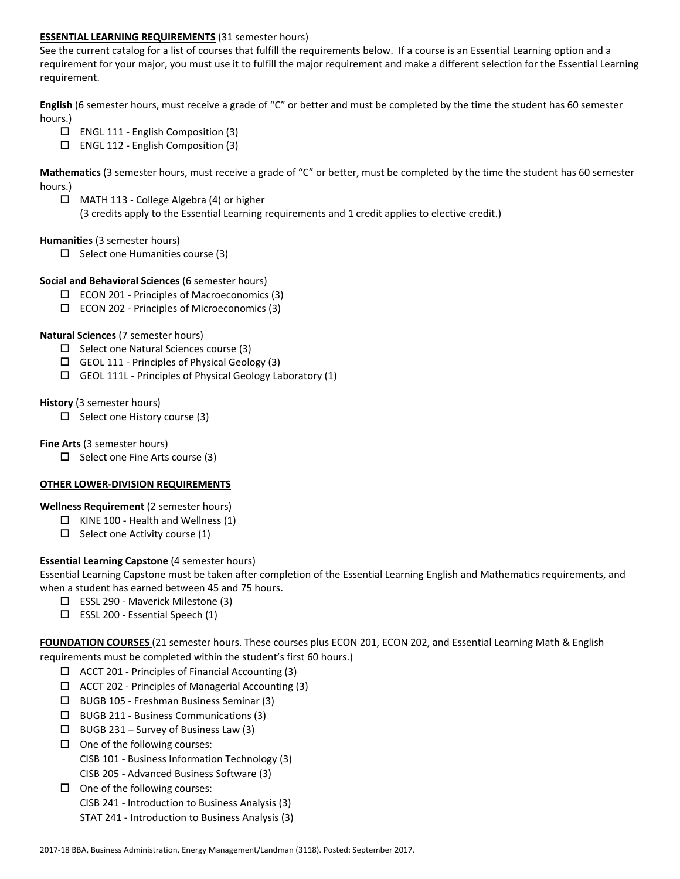## ESSENTIAL LEARNING REQUIREMENTS (31 semester hours)

See the current catalog for a list of courses that fulfill the requirements below. If a course is an Essential Learning option and a requirement for your major, you must use it to fulfill the major requirement and make a different selection for the Essential Learning requirement.

**English** (6 semester hours, must receive a grade of "C" or better and must be completed by the time the student has 60 semester hours.)

- ☐ ENGL 111 - English Composition (3)
- ☐ ENGL 112 - English Composition (3)

**Mathematics** (3 semester hours, must receive a grade of "C" or better, must be completed by the time the student has 60 semester hours.)

- ☐ MATH 113 - College Algebra (4) or higher
  (3 credits apply to the Essential Learning requirements and 1 credit applies to elective credit.)

**Humanities** (3 semester hours)

- ☐ Select one Humanities course (3)

**Social and Behavioral Sciences** (6 semester hours)

- ☐ ECON 201 - Principles of Macroeconomics (3)
- ☐ ECON 202 - Principles of Microeconomics (3)

**Natural Sciences** (7 semester hours)

- ☐ Select one Natural Sciences course (3)
- ☐ GEOL 111 - Principles of Physical Geology (3)
- ☐ GEOL 111L - Principles of Physical Geology Laboratory (1)

**History** (3 semester hours)

- ☐ Select one History course (3)

**Fine Arts** (3 semester hours)

- ☐ Select one Fine Arts course (3)

## OTHER LOWER-DIVISION REQUIREMENTS

**Wellness Requirement** (2 semester hours)

- ☐ KINE 100 - Health and Wellness (1)
- ☐ Select one Activity course (1)

**Essential Learning Capstone** (4 semester hours)

Essential Learning Capstone must be taken after completion of the Essential Learning English and Mathematics requirements, and when a student has earned between 45 and 75 hours.

- ☐ ESSL 290 - Maverick Milestone (3)
- ☐ ESSL 200 - Essential Speech (1)

## FOUNDATION COURSES (21 semester hours. These courses plus ECON 201, ECON 202, and Essential Learning Math & English requirements must be completed within the student's first 60 hours.)

- ☐ ACCT 201 - Principles of Financial Accounting (3)
- ☐ ACCT 202 - Principles of Managerial Accounting (3)
- ☐ BUGB 105 - Freshman Business Seminar (3)
- ☐ BUGB 211 - Business Communications (3)
- ☐ BUGB 231 – Survey of Business Law (3)
- ☐ One of the following courses:
  CISB 101 - Business Information Technology (3)
  CISB 205 - Advanced Business Software (3)
- ☐ One of the following courses:
  CISB 241 - Introduction to Business Analysis (3)
  STAT 241 - Introduction to Business Analysis (3)

2017-18 BBA, Business Administration, Energy Management/Landman (3118). Posted: September 2017.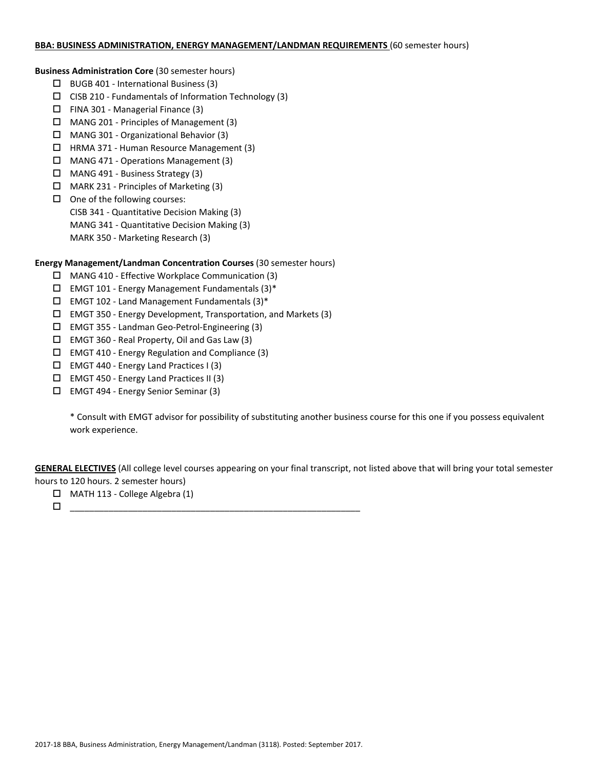**BBA: BUSINESS ADMINISTRATION, ENERGY MANAGEMENT/LANDMAN REQUIREMENTS** (60 semester hours)

**Business Administration Core** (30 semester hours)

- ☐ BUGB 401 - International Business (3)
- ☐ CISB 210 - Fundamentals of Information Technology (3)
- ☐ FINA 301 - Managerial Finance (3)
- ☐ MANG 201 - Principles of Management (3)
- ☐ MANG 301 - Organizational Behavior (3)
- ☐ HRMA 371 - Human Resource Management (3)
- ☐ MANG 471 - Operations Management (3)
- ☐ MANG 491 - Business Strategy (3)
- ☐ MARK 231 - Principles of Marketing (3)
- ☐ One of the following courses:
  CISB 341 - Quantitative Decision Making (3)
  MANG 341 - Quantitative Decision Making (3)
  MARK 350 - Marketing Research (3)

**Energy Management/Landman Concentration Courses** (30 semester hours)

- ☐ MANG 410 - Effective Workplace Communication (3)
- ☐ EMGT 101 - Energy Management Fundamentals (3)*
- ☐ EMGT 102 - Land Management Fundamentals (3)*
- ☐ EMGT 350 - Energy Development, Transportation, and Markets (3)
- ☐ EMGT 355 - Landman Geo-Petrol-Engineering (3)
- ☐ EMGT 360 - Real Property, Oil and Gas Law (3)
- ☐ EMGT 410 - Energy Regulation and Compliance (3)
- ☐ EMGT 440 - Energy Land Practices I (3)
- ☐ EMGT 450 - Energy Land Practices II (3)
- ☐ EMGT 494 - Energy Senior Seminar (3)

\* Consult with EMGT advisor for possibility of substituting another business course for this one if you possess equivalent work experience.

**GENERAL ELECTIVES** (All college level courses appearing on your final transcript, not listed above that will bring your total semester hours to 120 hours. 2 semester hours)

- ☐ MATH 113 - College Algebra (1)
- ☐ ______________________________________________________________

2017-18 BBA, Business Administration, Energy Management/Landman (3118). Posted: September 2017.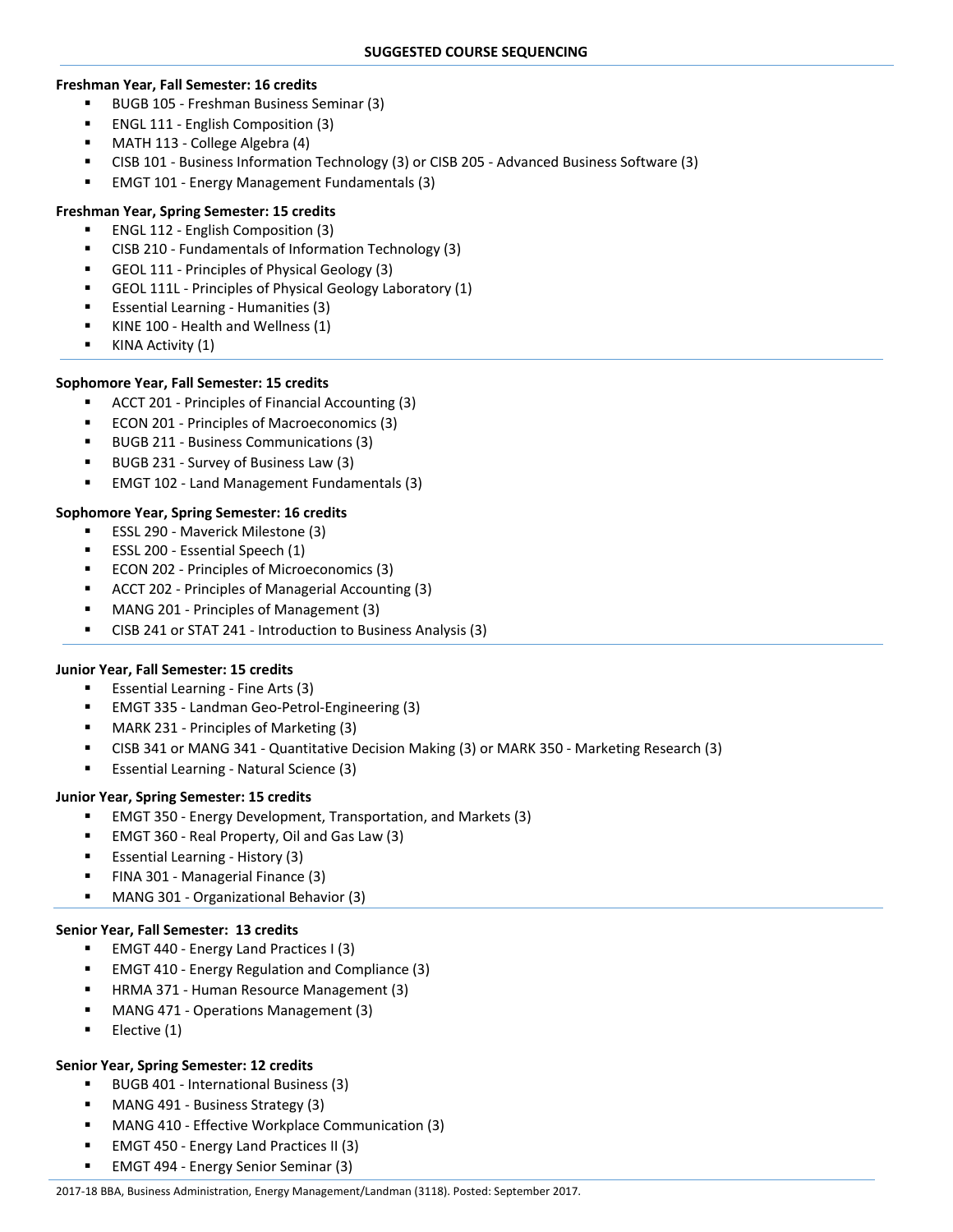## SUGGESTED COURSE SEQUENCING

**Freshman Year, Fall Semester: 16 credits**

- BUGB 105 - Freshman Business Seminar (3)
- ENGL 111 - English Composition (3)
- MATH 113 - College Algebra (4)
- CISB 101 - Business Information Technology (3) or CISB 205 - Advanced Business Software (3)
- EMGT 101 - Energy Management Fundamentals (3)

**Freshman Year, Spring Semester: 15 credits**

- ENGL 112 - English Composition (3)
- CISB 210 - Fundamentals of Information Technology (3)
- GEOL 111 - Principles of Physical Geology (3)
- GEOL 111L - Principles of Physical Geology Laboratory (1)
- Essential Learning - Humanities (3)
- KINE 100 - Health and Wellness (1)
- KINA Activity (1)

**Sophomore Year, Fall Semester: 15 credits**

- ACCT 201 - Principles of Financial Accounting (3)
- ECON 201 - Principles of Macroeconomics (3)
- BUGB 211 - Business Communications (3)
- BUGB 231 - Survey of Business Law (3)
- EMGT 102 - Land Management Fundamentals (3)

**Sophomore Year, Spring Semester: 16 credits**

- ESSL 290 - Maverick Milestone (3)
- ESSL 200 - Essential Speech (1)
- ECON 202 - Principles of Microeconomics (3)
- ACCT 202 - Principles of Managerial Accounting (3)
- MANG 201 - Principles of Management (3)
- CISB 241 or STAT 241 - Introduction to Business Analysis (3)

**Junior Year, Fall Semester: 15 credits**

- Essential Learning - Fine Arts (3)
- EMGT 335 - Landman Geo-Petrol-Engineering (3)
- MARK 231 - Principles of Marketing (3)
- CISB 341 or MANG 341 - Quantitative Decision Making (3) or MARK 350 - Marketing Research (3)
- Essential Learning - Natural Science (3)

**Junior Year, Spring Semester: 15 credits**

- EMGT 350 - Energy Development, Transportation, and Markets (3)
- EMGT 360 - Real Property, Oil and Gas Law (3)
- Essential Learning - History (3)
- FINA 301 - Managerial Finance (3)
- MANG 301 - Organizational Behavior (3)

**Senior Year, Fall Semester: 13 credits**

- EMGT 440 - Energy Land Practices I (3)
- EMGT 410 - Energy Regulation and Compliance (3)
- HRMA 371 - Human Resource Management (3)
- MANG 471 - Operations Management (3)
- Elective (1)

**Senior Year, Spring Semester: 12 credits**

- BUGB 401 - International Business (3)
- MANG 491 - Business Strategy (3)
- MANG 410 - Effective Workplace Communication (3)
- EMGT 450 - Energy Land Practices II (3)
- EMGT 494 - Energy Senior Seminar (3)

2017-18 BBA, Business Administration, Energy Management/Landman (3118). Posted: September 2017.